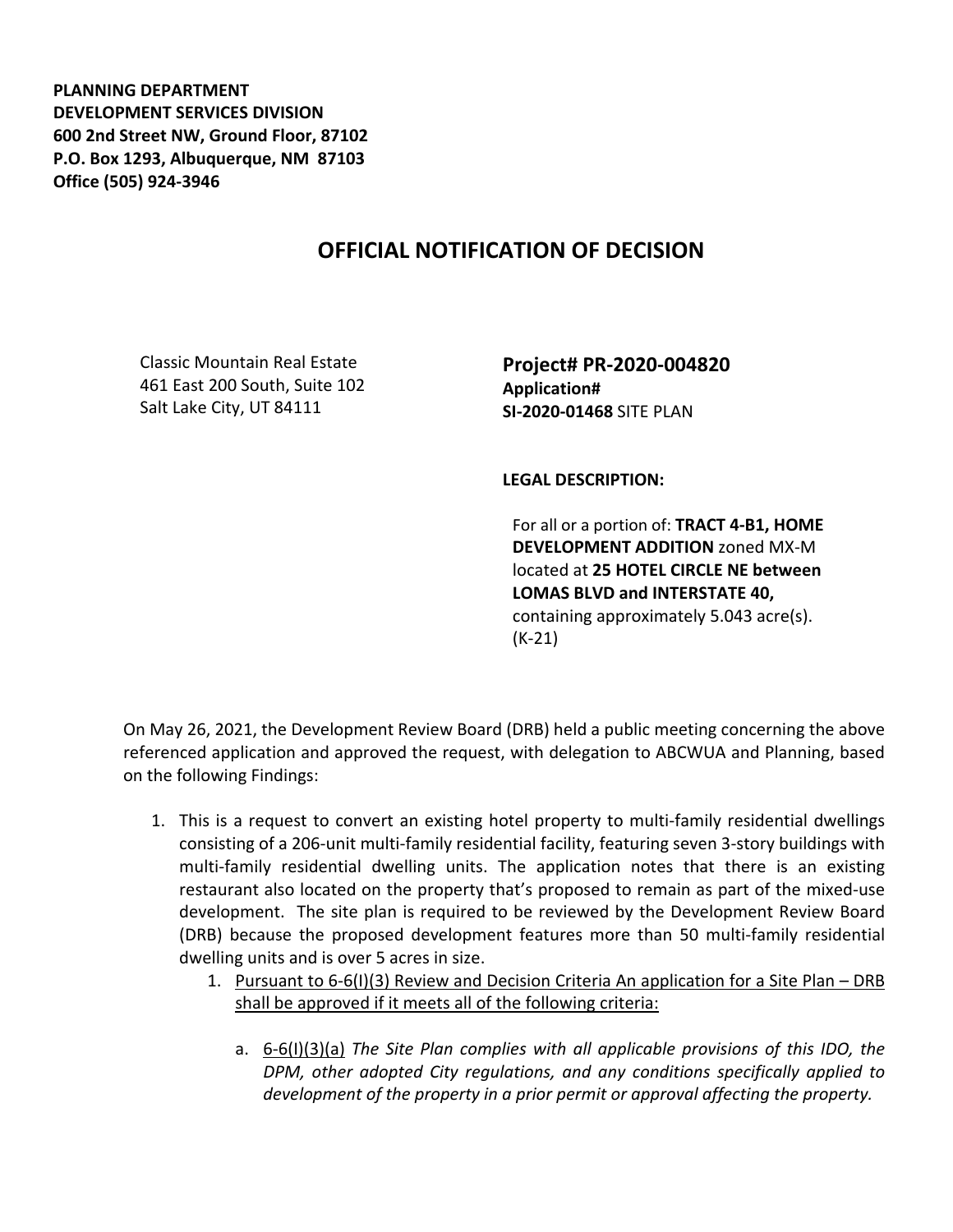**PLANNING DEPARTMENT**
**DEVELOPMENT SERVICES DIVISION**
**600 2nd Street NW, Ground Floor, 87102**
**P.O. Box 1293, Albuquerque, NM 87103**
**Office (505) 924-3946**

# OFFICIAL NOTIFICATION OF DECISION

Classic Mountain Real Estate
461 East 200 South, Suite 102
Salt Lake City, UT 84111

**Project# PR-2020-004820**
**Application#**
**SI-2020-01468** SITE PLAN

**LEGAL DESCRIPTION:**

For all or a portion of: **TRACT 4-B1, HOME DEVELOPMENT ADDITION** zoned MX-M located at **25 HOTEL CIRCLE NE between LOMAS BLVD and INTERSTATE 40,** containing approximately 5.043 acre(s). (K-21)

On May 26, 2021, the Development Review Board (DRB) held a public meeting concerning the above referenced application and approved the request, with delegation to ABCWUA and Planning, based on the following Findings:

1. This is a request to convert an existing hotel property to multi-family residential dwellings consisting of a 206-unit multi-family residential facility, featuring seven 3-story buildings with multi-family residential dwelling units. The application notes that there is an existing restaurant also located on the property that's proposed to remain as part of the mixed-use development. The site plan is required to be reviewed by the Development Review Board (DRB) because the proposed development features more than 50 multi-family residential dwelling units and is over 5 acres in size.
   1. Pursuant to 6-6(I)(3) Review and Decision Criteria An application for a Site Plan – DRB shall be approved if it meets all of the following criteria:
      a. 6-6(I)(3)(a) *The Site Plan complies with all applicable provisions of this IDO, the DPM, other adopted City regulations, and any conditions specifically applied to development of the property in a prior permit or approval affecting the property.*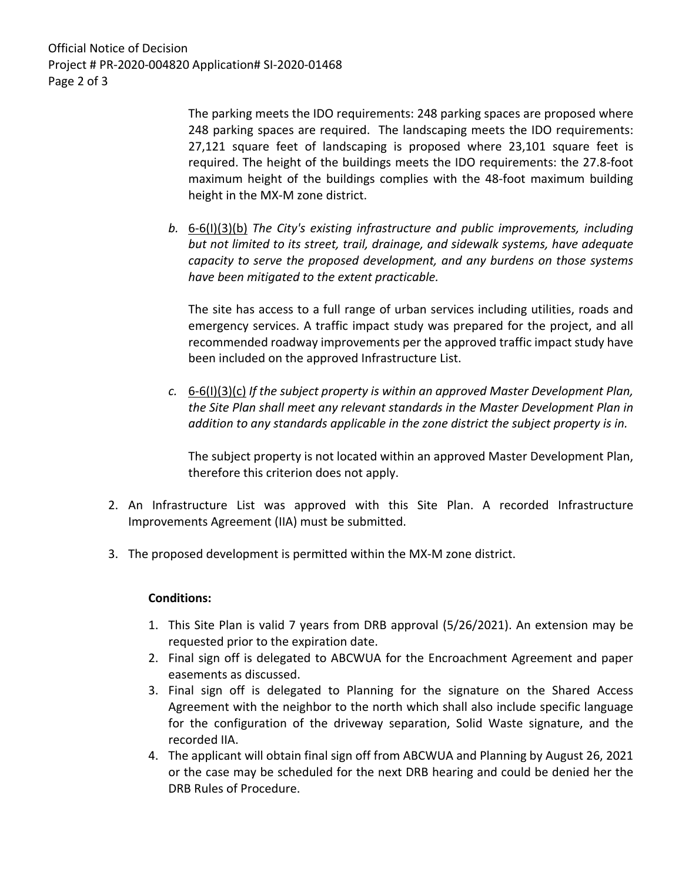The parking meets the IDO requirements: 248 parking spaces are proposed where 248 parking spaces are required. The landscaping meets the IDO requirements: 27,121 square feet of landscaping is proposed where 23,101 square feet is required. The height of the buildings meets the IDO requirements: the 27.8-foot maximum height of the buildings complies with the 48-foot maximum building height in the MX-M zone district.

*b.* 6-6(I)(3)(b) *The City's existing infrastructure and public improvements, including but not limited to its street, trail, drainage, and sidewalk systems, have adequate capacity to serve the proposed development, and any burdens on those systems have been mitigated to the extent practicable.*

The site has access to a full range of urban services including utilities, roads and emergency services. A traffic impact study was prepared for the project, and all recommended roadway improvements per the approved traffic impact study have been included on the approved Infrastructure List.

*c.* 6-6(I)(3)(c) *If the subject property is within an approved Master Development Plan, the Site Plan shall meet any relevant standards in the Master Development Plan in addition to any standards applicable in the zone district the subject property is in.*

The subject property is not located within an approved Master Development Plan, therefore this criterion does not apply.

2. An Infrastructure List was approved with this Site Plan. A recorded Infrastructure Improvements Agreement (IIA) must be submitted.
3. The proposed development is permitted within the MX-M zone district.

**Conditions:**

1. This Site Plan is valid 7 years from DRB approval (5/26/2021). An extension may be requested prior to the expiration date.
2. Final sign off is delegated to ABCWUA for the Encroachment Agreement and paper easements as discussed.
3. Final sign off is delegated to Planning for the signature on the Shared Access Agreement with the neighbor to the north which shall also include specific language for the configuration of the driveway separation, Solid Waste signature, and the recorded IIA.
4. The applicant will obtain final sign off from ABCWUA and Planning by August 26, 2021 or the case may be scheduled for the next DRB hearing and could be denied her the DRB Rules of Procedure.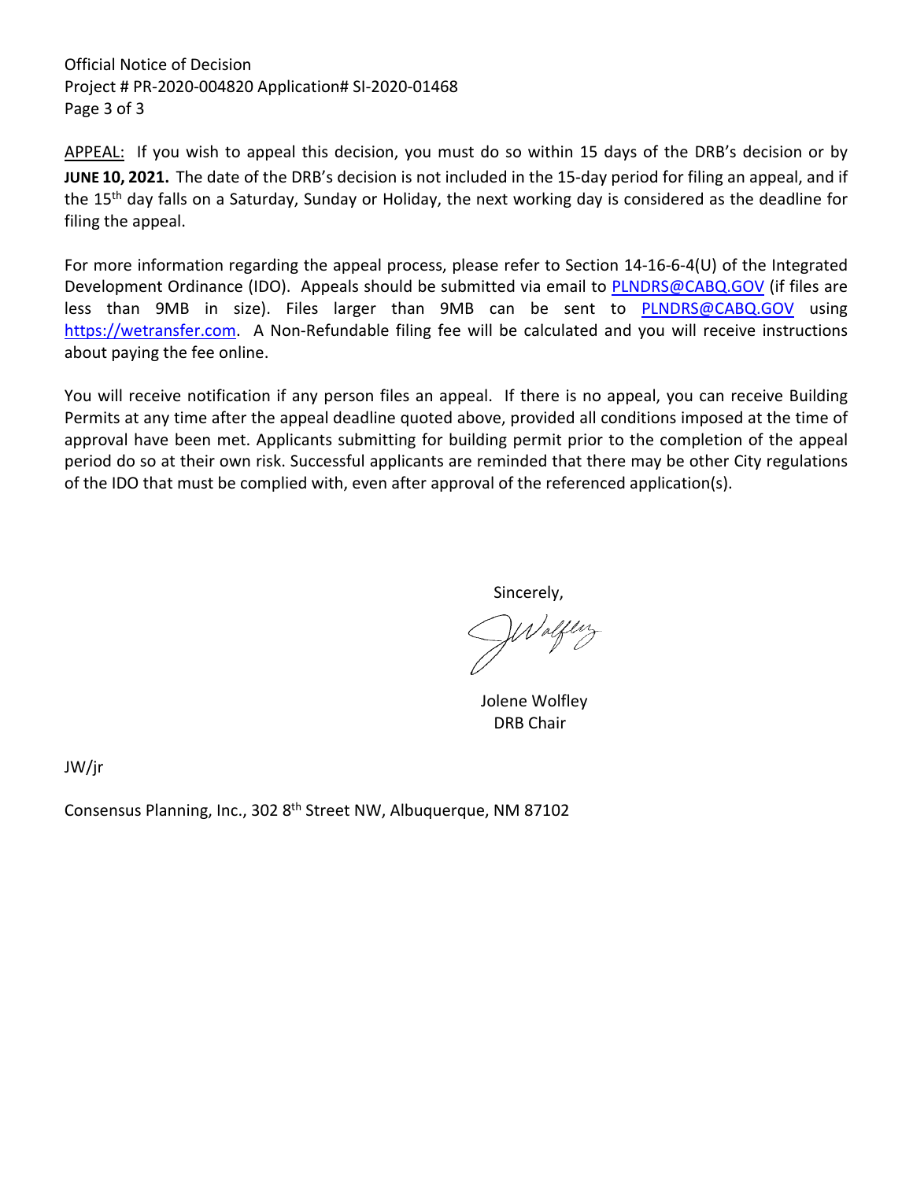APPEAL: If you wish to appeal this decision, you must do so within 15 days of the DRB's decision or by **JUNE 10, 2021.** The date of the DRB's decision is not included in the 15-day period for filing an appeal, and if the 15th day falls on a Saturday, Sunday or Holiday, the next working day is considered as the deadline for filing the appeal.

For more information regarding the appeal process, please refer to Section 14-16-6-4(U) of the Integrated Development Ordinance (IDO). Appeals should be submitted via email to PLNDRS@CABQ.GOV (if files are less than 9MB in size). Files larger than 9MB can be sent to PLNDRS@CABQ.GOV using https://wetransfer.com. A Non-Refundable filing fee will be calculated and you will receive instructions about paying the fee online.

You will receive notification if any person files an appeal. If there is no appeal, you can receive Building Permits at any time after the appeal deadline quoted above, provided all conditions imposed at the time of approval have been met. Applicants submitting for building permit prior to the completion of the appeal period do so at their own risk. Successful applicants are reminded that there may be other City regulations of the IDO that must be complied with, even after approval of the referenced application(s).

Sincerely,

Jolene Wolfley
DRB Chair

JW/jr

Consensus Planning, Inc., 302 8th Street NW, Albuquerque, NM 87102